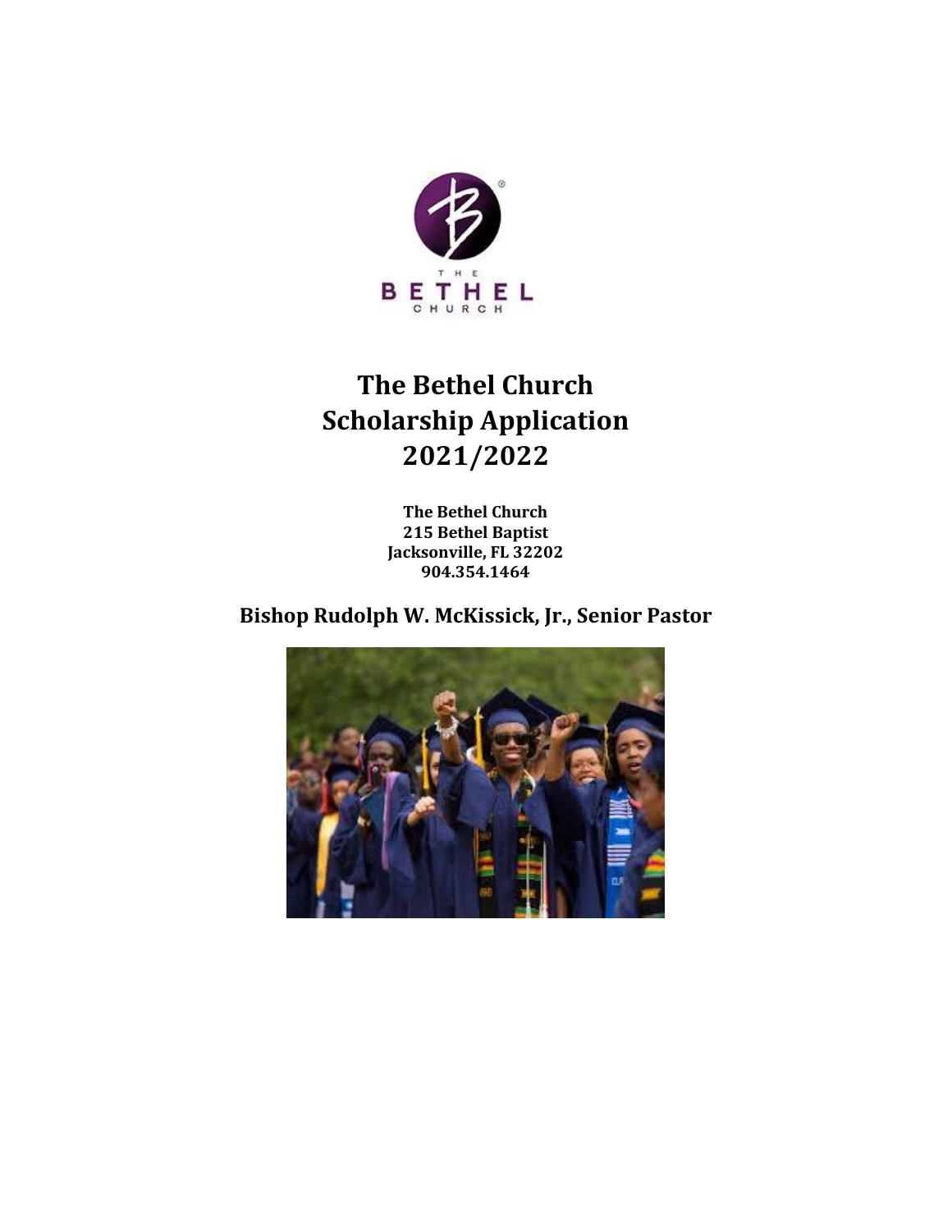# The Bethel Church Scholarship Application 2021/2022

**The Bethel Church**
**215 Bethel Baptist**
**Jacksonville, FL 32202**
**904.354.1464**

## Bishop Rudolph W. McKissick, Jr., Senior Pastor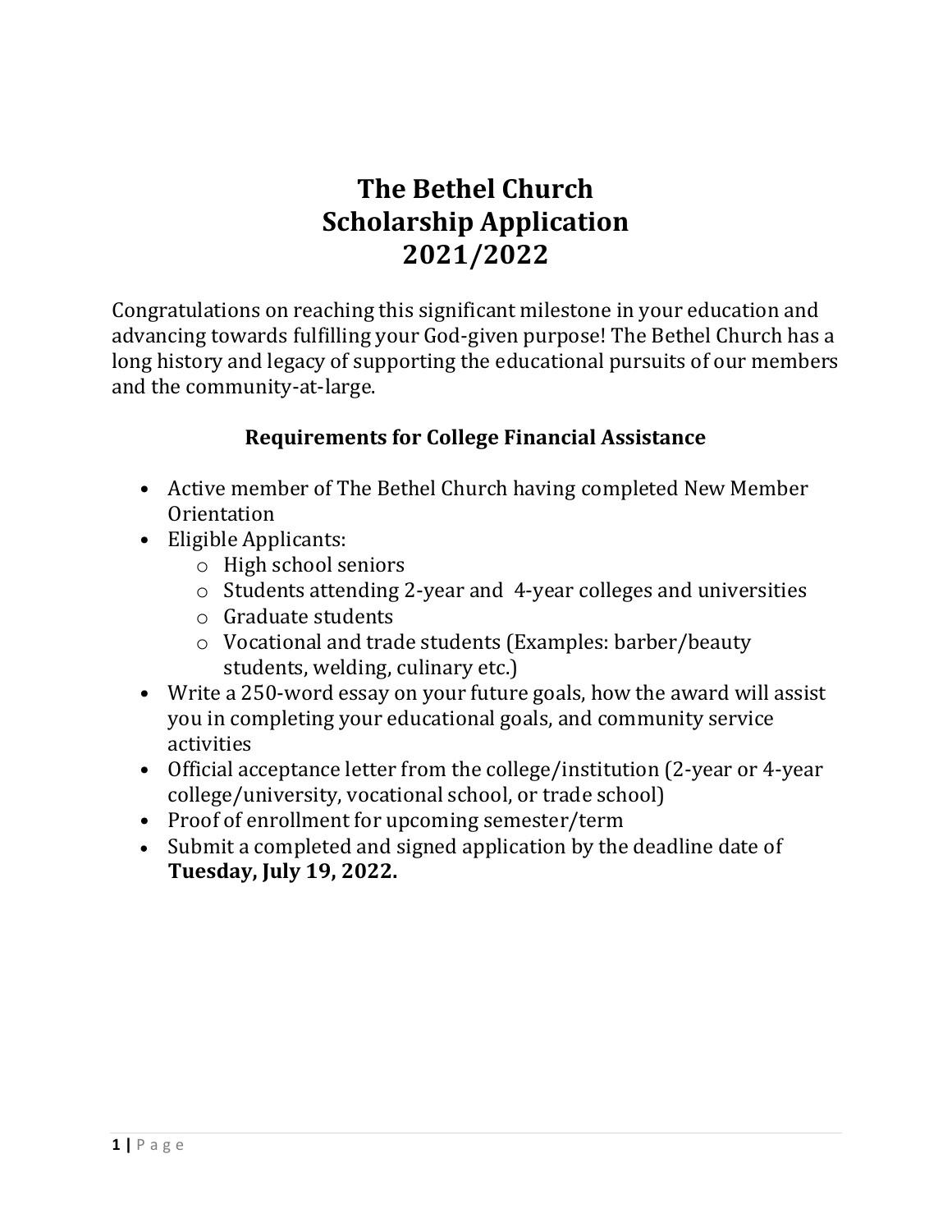# The Bethel Church
# Scholarship Application
# 2021/2022

Congratulations on reaching this significant milestone in your education and advancing towards fulfilling your God-given purpose! The Bethel Church has a long history and legacy of supporting the educational pursuits of our members and the community-at-large.

## Requirements for College Financial Assistance

- Active member of The Bethel Church having completed New Member Orientation
- Eligible Applicants:
  - High school seniors
  - Students attending 2-year and 4-year colleges and universities
  - Graduate students
  - Vocational and trade students (Examples: barber/beauty students, welding, culinary etc.)
- Write a 250-word essay on your future goals, how the award will assist you in completing your educational goals, and community service activities
- Official acceptance letter from the college/institution (2-year or 4-year college/university, vocational school, or trade school)
- Proof of enrollment for upcoming semester/term
- Submit a completed and signed application by the deadline date of **Tuesday, July 19, 2022.**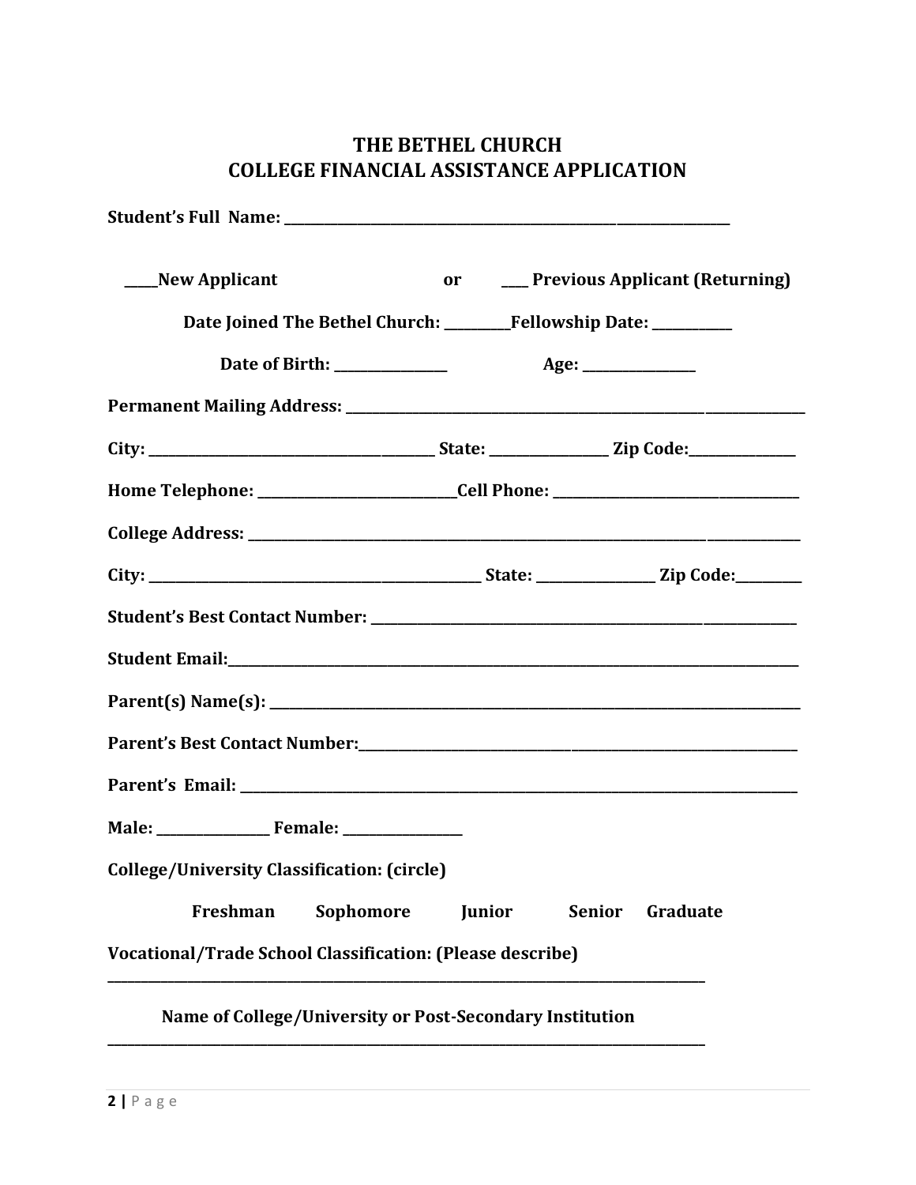# THE BETHEL CHURCH
# COLLEGE FINANCIAL ASSISTANCE APPLICATION

**Student's Full Name:** ______________________________________________________________

_____**New Applicant** **or** ____ **Previous Applicant (Returning)**

**Date Joined The Bethel Church:** __________**Fellowship Date:** ____________

**Date of Birth:** ________________ **Age:** ________________

**Permanent Mailing Address:** ______________________________________________________________

**City:** ________________________________________ **State:** _________________ **Zip Code:**________________

**Home Telephone:** ____________________________**Cell Phone:** ___________________________________

**College Address:** ______________________________________________________________

**City:** ________________________________________________ **State:** _________________ **Zip Code:**__________

**Student's Best Contact Number:** ______________________________________________________________

**Student Email:**______________________________________________________________

**Parent(s) Name(s):** ______________________________________________________________

**Parent's Best Contact Number:**______________________________________________________________

**Parent's Email:** ______________________________________________________________

**Male:** ________________ **Female:** _________________

**College/University Classification: (circle)**

**Freshman** **Sophomore** **Junior** **Senior** **Graduate**

**Vocational/Trade School Classification: (Please describe)**

______________________________________________________________

**Name of College/University or Post-Secondary Institution**

______________________________________________________________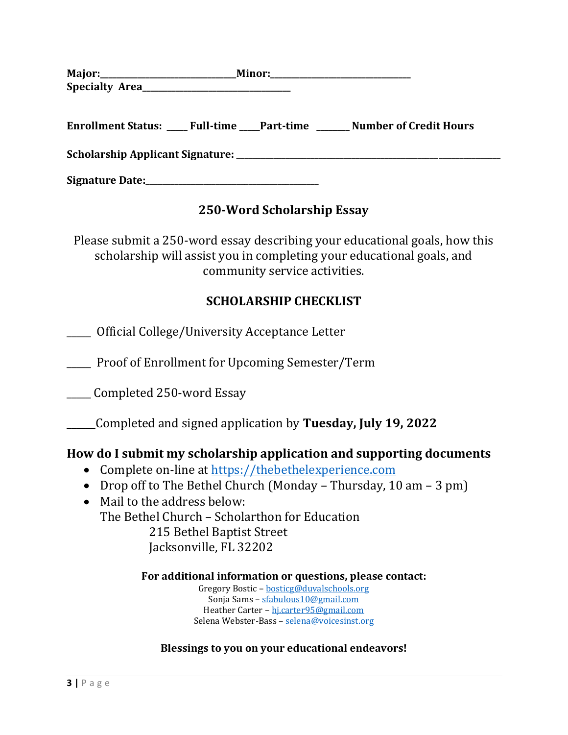**Major:**\_\_\_\_\_\_\_\_\_\_\_\_\_\_\_\_\_\_\_\_\_\_\_\_\_\_\_\_\_\_**Minor:**\_\_\_\_\_\_\_\_\_\_\_\_\_\_\_\_\_\_\_\_\_\_\_\_\_\_\_\_\_\_\_
**Specialty Area**\_\_\_\_\_\_\_\_\_\_\_\_\_\_\_\_\_\_\_\_\_\_\_\_\_\_\_\_\_\_\_\_\_\_

**Enrollment Status: \_\_\_\_ Full-time \_\_\_\_Part-time \_\_\_\_\_\_\_ Number of Credit Hours**

**Scholarship Applicant Signature:** \_\_\_\_\_\_\_\_\_\_\_\_\_\_\_\_\_\_\_\_\_\_\_\_\_\_\_\_\_\_\_\_\_\_\_\_\_\_\_\_\_\_\_\_\_\_\_\_\_\_\_\_\_\_\_\_\_\_\_\_\_\_\_\_

**Signature Date:**\_\_\_\_\_\_\_\_\_\_\_\_\_\_\_\_\_\_\_\_\_\_\_\_\_\_\_\_\_\_\_\_\_\_\_\_\_\_\_

## 250-Word Scholarship Essay

Please submit a 250-word essay describing your educational goals, how this scholarship will assist you in completing your educational goals, and community service activities.

## SCHOLARSHIP CHECKLIST

\_\_\_\_\_ Official College/University Acceptance Letter

\_\_\_\_\_ Proof of Enrollment for Upcoming Semester/Term

\_\_\_\_\_ Completed 250-word Essay

\_\_\_\_\_\_Completed and signed application by **Tuesday, July 19, 2022**

### How do I submit my scholarship application and supporting documents

- Complete on-line at https://thebethelexperience.com
- Drop off to The Bethel Church (Monday – Thursday, 10 am – 3 pm)
- Mail to the address below:
  The Bethel Church – Scholarthon for Education
  215 Bethel Baptist Street
  Jacksonville, FL 32202

**For additional information or questions, please contact:**

Gregory Bostic – bosticg@duvalschools.org
Sonja Sams – sfabulous10@gmail.com
Heather Carter – hj.carter95@gmail.com
Selena Webster-Bass – selena@voicesinst.org

**Blessings to you on your educational endeavors!**